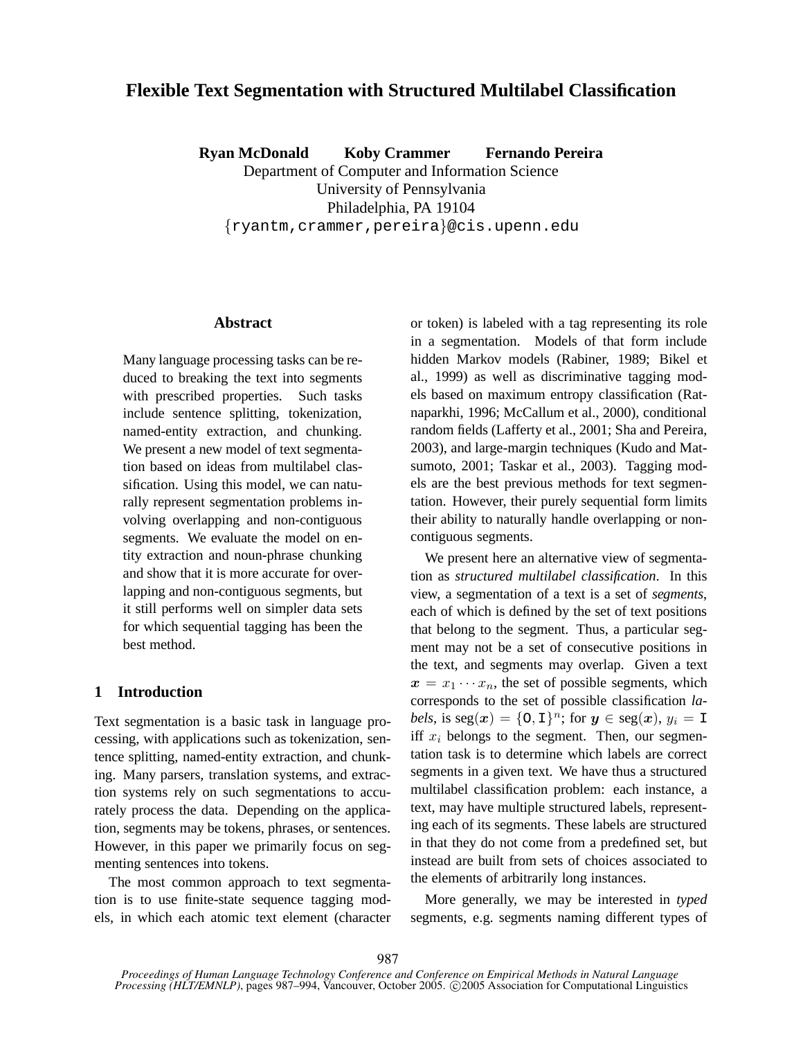# Flexible Text Segmentation with Structured Multilabel Classification

**Ryan McDonald**  **Koby Crammer**  **Fernando Pereira**

Department of Computer and Information Science
University of Pennsylvania
Philadelphia, PA 19104
{ryantm,crammer,pereira}@cis.upenn.edu

## Abstract

Many language processing tasks can be reduced to breaking the text into segments with prescribed properties. Such tasks include sentence splitting, tokenization, named-entity extraction, and chunking. We present a new model of text segmentation based on ideas from multilabel classification. Using this model, we can naturally represent segmentation problems involving overlapping and non-contiguous segments. We evaluate the model on entity extraction and noun-phrase chunking and show that it is more accurate for overlapping and non-contiguous segments, but it still performs well on simpler data sets for which sequential tagging has been the best method.

## 1 Introduction

Text segmentation is a basic task in language processing, with applications such as tokenization, sentence splitting, named-entity extraction, and chunking. Many parsers, translation systems, and extraction systems rely on such segmentations to accurately process the data. Depending on the application, segments may be tokens, phrases, or sentences. However, in this paper we primarily focus on segmenting sentences into tokens.

The most common approach to text segmentation is to use finite-state sequence tagging models, in which each atomic text element (character or token) is labeled with a tag representing its role in a segmentation. Models of that form include hidden Markov models (Rabiner, 1989; Bikel et al., 1999) as well as discriminative tagging models based on maximum entropy classification (Ratnaparkhi, 1996; McCallum et al., 2000), conditional random fields (Lafferty et al., 2001; Sha and Pereira, 2003), and large-margin techniques (Kudo and Matsumoto, 2001; Taskar et al., 2003). Tagging models are the best previous methods for text segmentation. However, their purely sequential form limits their ability to naturally handle overlapping or non-contiguous segments.

We present here an alternative view of segmentation as *structured multilabel classification*. In this view, a segmentation of a text is a set of *segments*, each of which is defined by the set of text positions that belong to the segment. Thus, a particular segment may not be a set of consecutive positions in the text, and segments may overlap. Given a text $\boldsymbol{x} = x_1 \cdots x_n$, the set of possible segments, which corresponds to the set of possible classification *labels*, is $\text{seg}(\boldsymbol{x}) = \{\texttt{O}, \texttt{I}\}^n$; for $\boldsymbol{y} \in \text{seg}(\boldsymbol{x})$, $y_i = \texttt{I}$ iff $x_i$ belongs to the segment. Then, our segmentation task is to determine which labels are correct segments in a given text. We have thus a structured multilabel classification problem: each instance, a text, may have multiple structured labels, representing each of its segments. These labels are structured in that they do not come from a predefined set, but instead are built from sets of choices associated to the elements of arbitrarily long instances.

More generally, we may be interested in *typed* segments, e.g. segments naming different types of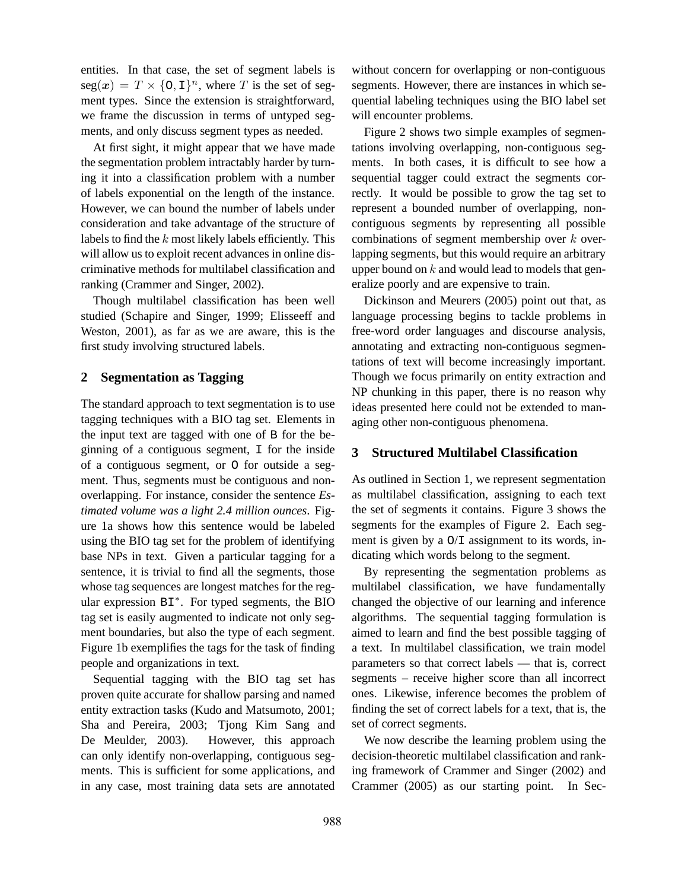entities. In that case, the set of segment labels is $\text{seg}(\boldsymbol{x}) = T \times \{\texttt{O}, \texttt{I}\}^n$, where $T$ is the set of segment types. Since the extension is straightforward, we frame the discussion in terms of untyped segments, and only discuss segment types as needed.

At first sight, it might appear that we have made the segmentation problem intractably harder by turning it into a classification problem with a number of labels exponential on the length of the instance. However, we can bound the number of labels under consideration and take advantage of the structure of labels to find the $k$ most likely labels efficiently. This will allow us to exploit recent advances in online discriminative methods for multilabel classification and ranking (Crammer and Singer, 2002).

Though multilabel classification has been well studied (Schapire and Singer, 1999; Elisseeff and Weston, 2001), as far as we are aware, this is the first study involving structured labels.

## 2 Segmentation as Tagging

The standard approach to text segmentation is to use tagging techniques with a BIO tag set. Elements in the input text are tagged with one of `B` for the beginning of a contiguous segment, `I` for the inside of a contiguous segment, or `O` for outside a segment. Thus, segments must be contiguous and non-overlapping. For instance, consider the sentence *Estimated volume was a light 2.4 million ounces*. Figure 1a shows how this sentence would be labeled using the BIO tag set for the problem of identifying base NPs in text. Given a particular tagging for a sentence, it is trivial to find all the segments, those whose tag sequences are longest matches for the regular expression $\texttt{BI}^*$. For typed segments, the BIO tag set is easily augmented to indicate not only segment boundaries, but also the type of each segment. Figure 1b exemplifies the tags for the task of finding people and organizations in text.

Sequential tagging with the BIO tag set has proven quite accurate for shallow parsing and named entity extraction tasks (Kudo and Matsumoto, 2001; Sha and Pereira, 2003; Tjong Kim Sang and De Meulder, 2003). However, this approach can only identify non-overlapping, contiguous segments. This is sufficient for some applications, and in any case, most training data sets are annotated without concern for overlapping or non-contiguous segments. However, there are instances in which sequential labeling techniques using the BIO label set will encounter problems.

Figure 2 shows two simple examples of segmentations involving overlapping, non-contiguous segments. In both cases, it is difficult to see how a sequential tagger could extract the segments correctly. It would be possible to grow the tag set to represent a bounded number of overlapping, non-contiguous segments by representing all possible combinations of segment membership over $k$ overlapping segments, but this would require an arbitrary upper bound on $k$ and would lead to models that generalize poorly and are expensive to train.

Dickinson and Meurers (2005) point out that, as language processing begins to tackle problems in free-word order languages and discourse analysis, annotating and extracting non-contiguous segmentations of text will become increasingly important. Though we focus primarily on entity extraction and NP chunking in this paper, there is no reason why ideas presented here could not be extended to managing other non-contiguous phenomena.

## 3 Structured Multilabel Classification

As outlined in Section 1, we represent segmentation as multilabel classification, assigning to each text the set of segments it contains. Figure 3 shows the segments for the examples of Figure 2. Each segment is given by a `O`/`I` assignment to its words, indicating which words belong to the segment.

By representing the segmentation problems as multilabel classification, we have fundamentally changed the objective of our learning and inference algorithms. The sequential tagging formulation is aimed to learn and find the best possible tagging of a text. In multilabel classification, we train model parameters so that correct labels — that is, correct segments – receive higher score than all incorrect ones. Likewise, inference becomes the problem of finding the set of correct labels for a text, that is, the set of correct segments.

We now describe the learning problem using the decision-theoretic multilabel classification and ranking framework of Crammer and Singer (2002) and Crammer (2005) as our starting point. In Sec-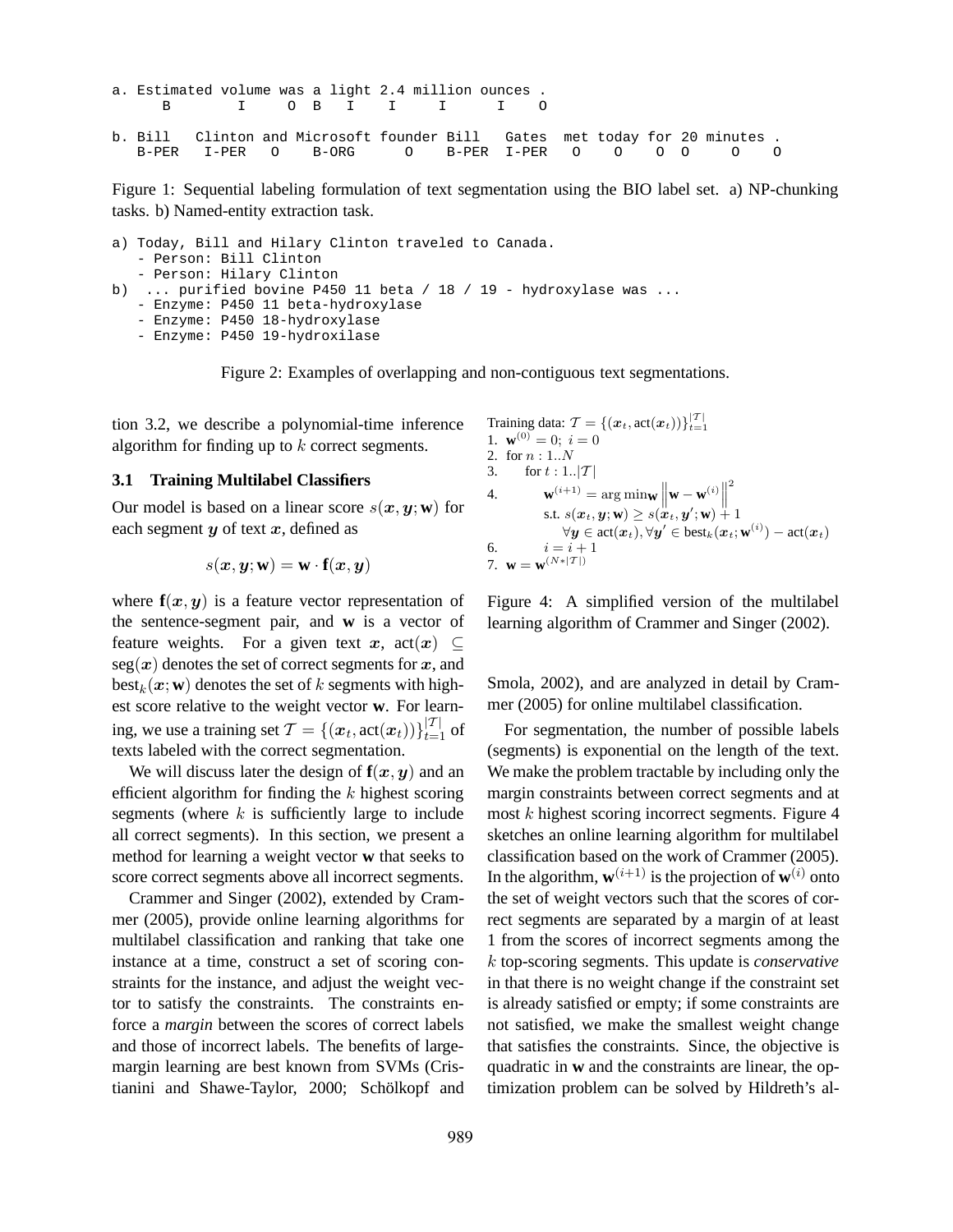```
a. Estimated volume was a light 2.4 million ounces .
      B         I     O  B   I    I     I      I    O

b. Bill   Clinton and Microsoft founder Bill   Gates  met today for 20 minutes .
   B-PER  I-PER   O    B-ORG      O    B-PER  I-PER   O    O    O  O      O    O
```

Figure 1: Sequential labeling formulation of text segmentation using the BIO label set. a) NP-chunking tasks. b) Named-entity extraction task.

```
a) Today, Bill and Hilary Clinton traveled to Canada.
   - Person: Bill Clinton
   - Person: Hilary Clinton
b)  ... purified bovine P450 11 beta / 18 / 19 - hydroxylase was ...
   - Enzyme: P450 11 beta-hydroxylase
   - Enzyme: P450 18-hydroxylase
   - Enzyme: P450 19-hydroxilase
```

Figure 2: Examples of overlapping and non-contiguous text segmentations.

tion 3.2, we describe a polynomial-time inference algorithm for finding up to $k$ correct segments.

### 3.1 Training Multilabel Classifiers

Our model is based on a linear score $s(\boldsymbol{x}, \boldsymbol{y}; \mathbf{w})$ for each segment $\boldsymbol{y}$ of text $\boldsymbol{x}$, defined as

$$s(\boldsymbol{x}, \boldsymbol{y}; \mathbf{w}) = \mathbf{w} \cdot \mathbf{f}(\boldsymbol{x}, \boldsymbol{y})$$

where $\mathbf{f}(\boldsymbol{x}, \boldsymbol{y})$ is a feature vector representation of the sentence-segment pair, and $\mathbf{w}$ is a vector of feature weights. For a given text $\boldsymbol{x}$, $\text{act}(\boldsymbol{x}) \subseteq \text{seg}(\boldsymbol{x})$ denotes the set of correct segments for $\boldsymbol{x}$, and $\text{best}_k(\boldsymbol{x}; \mathbf{w})$ denotes the set of $k$ segments with highest score relative to the weight vector $\mathbf{w}$. For learning, we use a training set $\mathcal{T} = \{(\boldsymbol{x}_t, \text{act}(\boldsymbol{x}_t))\}_{t=1}^{|\mathcal{T}|}$ of texts labeled with the correct segmentation.

We will discuss later the design of $\mathbf{f}(\boldsymbol{x}, \boldsymbol{y})$ and an efficient algorithm for finding the $k$ highest scoring segments (where $k$ is sufficiently large to include all correct segments). In this section, we present a method for learning a weight vector $\mathbf{w}$ that seeks to score correct segments above all incorrect segments.

Crammer and Singer (2002), extended by Crammer (2005), provide online learning algorithms for multilabel classification and ranking that take one instance at a time, construct a set of scoring constraints for the instance, and adjust the weight vector to satisfy the constraints. The constraints enforce a *margin* between the scores of correct labels and those of incorrect labels. The benefits of large-margin learning are best known from SVMs (Cristianini and Shawe-Taylor, 2000; Schölkopf and Smola, 2002), and are analyzed in detail by Crammer (2005) for online multilabel classification.

Training data: $\mathcal{T} = \{(\boldsymbol{x}_t, \text{act}(\boldsymbol{x}_t))\}_{t=1}^{|\mathcal{T}|}$

1. $\mathbf{w}^{(0)} = 0;\ i = 0$
2. for $n : 1..N$
3. for $t : 1..|\mathcal{T}|$
4. $\mathbf{w}^{(i+1)} = \arg\min_{\mathbf{w}} \left\| \mathbf{w} - \mathbf{w}^{(i)} \right\|^2$
   s.t. $s(\boldsymbol{x}_t, \boldsymbol{y}; \mathbf{w}) \geq s(\boldsymbol{x}_t, \boldsymbol{y}'; \mathbf{w}) + 1$
   $\forall \boldsymbol{y} \in \text{act}(\boldsymbol{x}_t), \forall \boldsymbol{y}' \in \text{best}_k(\boldsymbol{x}_t; \mathbf{w}^{(i)}) - \text{act}(\boldsymbol{x}_t)$
6. $i = i + 1$
7. $\mathbf{w} = \mathbf{w}^{(N*|\mathcal{T}|)}$

Figure 4: A simplified version of the multilabel learning algorithm of Crammer and Singer (2002).

For segmentation, the number of possible labels (segments) is exponential on the length of the text. We make the problem tractable by including only the margin constraints between correct segments and at most $k$ highest scoring incorrect segments. Figure 4 sketches an online learning algorithm for multilabel classification based on the work of Crammer (2005). In the algorithm, $\mathbf{w}^{(i+1)}$ is the projection of $\mathbf{w}^{(i)}$ onto the set of weight vectors such that the scores of correct segments are separated by a margin of at least 1 from the scores of incorrect segments among the $k$ top-scoring segments. This update is *conservative* in that there is no weight change if the constraint set is already satisfied or empty; if some constraints are not satisfied, we make the smallest weight change that satisfies the constraints. Since, the objective is quadratic in $\mathbf{w}$ and the constraints are linear, the optimization problem can be solved by Hildreth's al-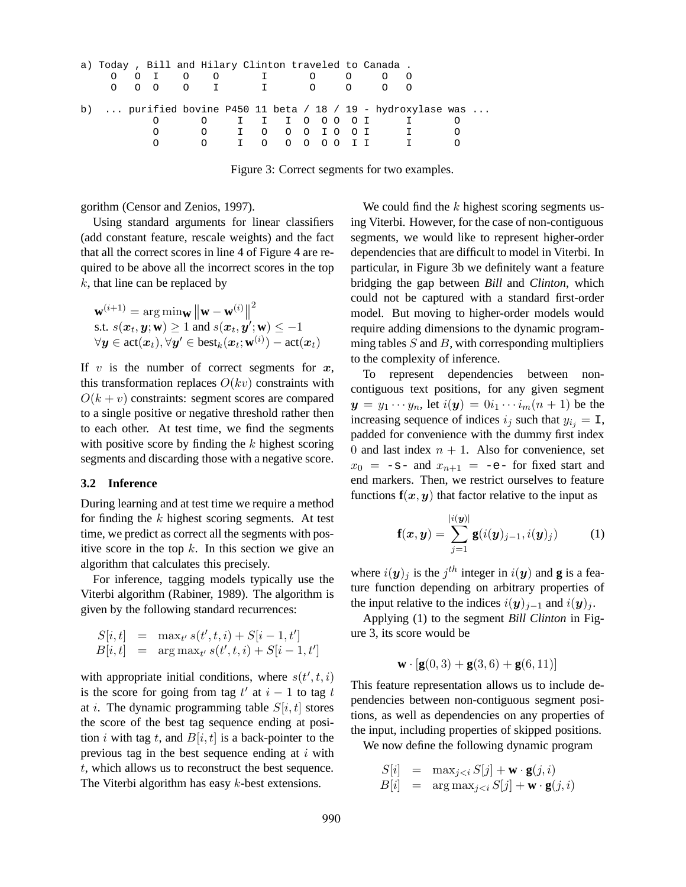```
a) Today , Bill and Hilary Clinton traveled to Canada .
     O   O I    O    O       I       O      O     O  O
     O   O O    O    I       I       O      O     O  O

b)  ... purified bovine P450 11 beta / 18 / 19 - hydroxylase was ...
           O       O     I   I   I  O  O O  O I      I       O
           O       O     I   O   O  O  I O  O I      I       O
           O       O     I   O   O  O  O O  I I      I       O
```

Figure 3: Correct segments for two examples.

gorithm (Censor and Zenios, 1997).

Using standard arguments for linear classifiers (add constant feature, rescale weights) and the fact that all the correct scores in line 4 of Figure 4 are required to be above all the incorrect scores in the top $k$, that line can be replaced by

$$\mathbf{w}^{(i+1)} = \arg\min_{\mathbf{w}} \left\|\mathbf{w} - \mathbf{w}^{(i)}\right\|^2$$
$$\text{s.t. } s(\boldsymbol{x}_t, \boldsymbol{y}; \mathbf{w}) \geq 1 \text{ and } s(\boldsymbol{x}_t, \boldsymbol{y}'; \mathbf{w}) \leq -1$$
$$\forall \boldsymbol{y} \in \text{act}(\boldsymbol{x}_t), \forall \boldsymbol{y}' \in \text{best}_k(\boldsymbol{x}_t; \mathbf{w}^{(i)}) - \text{act}(\boldsymbol{x}_t)$$

If $v$ is the number of correct segments for $\boldsymbol{x}$, this transformation replaces $O(kv)$ constraints with $O(k+v)$ constraints: segment scores are compared to a single positive or negative threshold rather then to each other. At test time, we find the segments with positive score by finding the $k$ highest scoring segments and discarding those with a negative score.

### 3.2 Inference

During learning and at test time we require a method for finding the $k$ highest scoring segments. At test time, we predict as correct all the segments with positive score in the top $k$. In this section we give an algorithm that calculates this precisely.

For inference, tagging models typically use the Viterbi algorithm (Rabiner, 1989). The algorithm is given by the following standard recurrences:

$$\begin{aligned} S[i,t] &= \max_{t'} s(t',t,i) + S[i-1,t'] \\ B[i,t] &= \arg\max_{t'} s(t',t,i) + S[i-1,t'] \end{aligned}$$

with appropriate initial conditions, where $s(t',t,i)$ is the score for going from tag $t'$ at $i-1$ to tag $t$ at $i$. The dynamic programming table $S[i,t]$ stores the score of the best tag sequence ending at position $i$ with tag $t$, and $B[i,t]$ is a back-pointer to the previous tag in the best sequence ending at $i$ with $t$, which allows us to reconstruct the best sequence. The Viterbi algorithm has easy $k$-best extensions.

We could find the $k$ highest scoring segments using Viterbi. However, for the case of non-contiguous segments, we would like to represent higher-order dependencies that are difficult to model in Viterbi. In particular, in Figure 3b we definitely want a feature bridging the gap between *Bill* and *Clinton*, which could not be captured with a standard first-order model. But moving to higher-order models would require adding dimensions to the dynamic programming tables $S$ and $B$, with corresponding multipliers to the complexity of inference.

To represent dependencies between non-contiguous text positions, for any given segment $\boldsymbol{y} = y_1 \cdots y_n$, let $i(\boldsymbol{y}) = 0 i_1 \cdots i_m (n+1)$ be the increasing sequence of indices $i_j$ such that $y_{i_j} = \texttt{I}$, padded for convenience with the dummy first index $0$ and last index $n+1$. Also for convenience, set $x_0 = \texttt{-s-}$ and $x_{n+1} = \texttt{-e-}$ for fixed start and end markers. Then, we restrict ourselves to feature functions $\mathbf{f}(\boldsymbol{x}, \boldsymbol{y})$ that factor relative to the input as

$$\mathbf{f}(\boldsymbol{x}, \boldsymbol{y}) = \sum_{j=1}^{|i(\boldsymbol{y})|} \mathbf{g}(i(\boldsymbol{y})_{j-1}, i(\boldsymbol{y})_j) \qquad (1)$$

where $i(\boldsymbol{y})_j$ is the $j^{th}$ integer in $i(\boldsymbol{y})$ and $\mathbf{g}$ is a feature function depending on arbitrary properties of the input relative to the indices $i(\boldsymbol{y})_{j-1}$ and $i(\boldsymbol{y})_j$.

Applying (1) to the segment *Bill Clinton* in Figure 3, its score would be

$$\mathbf{w} \cdot [\mathbf{g}(0,3) + \mathbf{g}(3,6) + \mathbf{g}(6,11)]$$

This feature representation allows us to include dependencies between non-contiguous segment positions, as well as dependencies on any properties of the input, including properties of skipped positions.

We now define the following dynamic program

$$\begin{aligned} S[i] &= \max_{j<i} S[j] + \mathbf{w} \cdot \mathbf{g}(j,i) \\ B[i] &= \arg\max_{j<i} S[j] + \mathbf{w} \cdot \mathbf{g}(j,i) \end{aligned}$$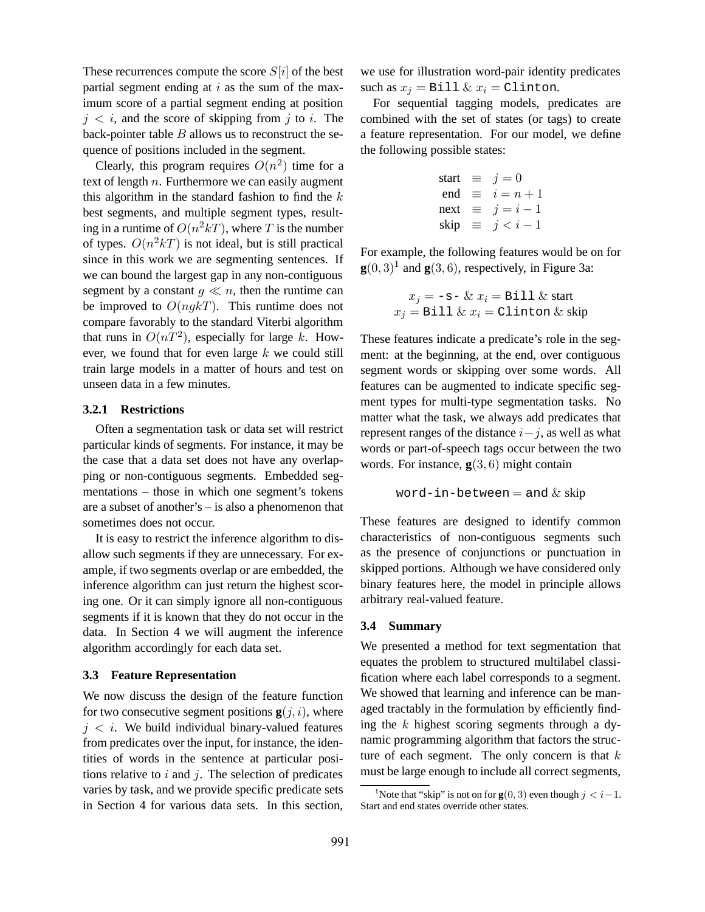These recurrences compute the score $S[i]$ of the best partial segment ending at $i$ as the sum of the maximum score of a partial segment ending at position $j < i$, and the score of skipping from $j$ to $i$. The back-pointer table $B$ allows us to reconstruct the sequence of positions included in the segment.

Clearly, this program requires $O(n^2)$ time for a text of length $n$. Furthermore we can easily augment this algorithm in the standard fashion to find the $k$ best segments, and multiple segment types, resulting in a runtime of $O(n^2kT)$, where $T$ is the number of types. $O(n^2kT)$ is not ideal, but is still practical since in this work we are segmenting sentences. If we can bound the largest gap in any non-contiguous segment by a constant $g \ll n$, then the runtime can be improved to $O(ngkT)$. This runtime does not compare favorably to the standard Viterbi algorithm that runs in $O(nT^2)$, especially for large $k$. However, we found that for even large $k$ we could still train large models in a matter of hours and test on unseen data in a few minutes.

#### 3.2.1 Restrictions

Often a segmentation task or data set will restrict particular kinds of segments. For instance, it may be the case that a data set does not have any overlapping or non-contiguous segments. Embedded segmentations – those in which one segment's tokens are a subset of another's – is also a phenomenon that sometimes does not occur.

It is easy to restrict the inference algorithm to disallow such segments if they are unnecessary. For example, if two segments overlap or are embedded, the inference algorithm can just return the highest scoring one. Or it can simply ignore all non-contiguous segments if it is known that they do not occur in the data. In Section 4 we will augment the inference algorithm accordingly for each data set.

### 3.3 Feature Representation

We now discuss the design of the feature function for two consecutive segment positions $\mathbf{g}(j, i)$, where $j < i$. We build individual binary-valued features from predicates over the input, for instance, the identities of words in the sentence at particular positions relative to $i$ and $j$. The selection of predicates varies by task, and we provide specific predicate sets in Section 4 for various data sets. In this section, we use for illustration word-pair identity predicates such as $x_j = \texttt{Bill}$ & $x_i = \texttt{Clinton}$.

For sequential tagging models, predicates are combined with the set of states (or tags) to create a feature representation. For our model, we define the following possible states:

$$
\begin{aligned}
\text{start} &\equiv j = 0 \\
\text{end} &\equiv i = n + 1 \\
\text{next} &\equiv j = i - 1 \\
\text{skip} &\equiv j < i - 1
\end{aligned}
$$

For example, the following features would be on for $\mathbf{g}(0, 3)$[1] and $\mathbf{g}(3, 6)$, respectively, in Figure 3a:

$$
x_j = \texttt{-s-} \ \& \ x_i = \texttt{Bill} \ \& \ \text{start}
$$
$$
x_j = \texttt{Bill} \ \& \ x_i = \texttt{Clinton} \ \& \ \text{skip}
$$

These features indicate a predicate's role in the segment: at the beginning, at the end, over contiguous segment words or skipping over some words. All features can be augmented to indicate specific segment types for multi-type segmentation tasks. No matter what the task, we always add predicates that represent ranges of the distance $i - j$, as well as what words or part-of-speech tags occur between the two words. For instance, $\mathbf{g}(3, 6)$ might contain

$$
\texttt{word-in-between} = \texttt{and} \ \& \ \text{skip}
$$

These features are designed to identify common characteristics of non-contiguous segments such as the presence of conjunctions or punctuation in skipped portions. Although we have considered only binary features here, the model in principle allows arbitrary real-valued feature.

### 3.4 Summary

We presented a method for text segmentation that equates the problem to structured multilabel classification where each label corresponds to a segment. We showed that learning and inference can be managed tractably in the formulation by efficiently finding the $k$ highest scoring segments through a dynamic programming algorithm that factors the structure of each segment. The only concern is that $k$ must be large enough to include all correct segments,

[1] Note that "skip" is not on for $\mathbf{g}(0, 3)$ even though $j < i - 1$. Start and end states override other states.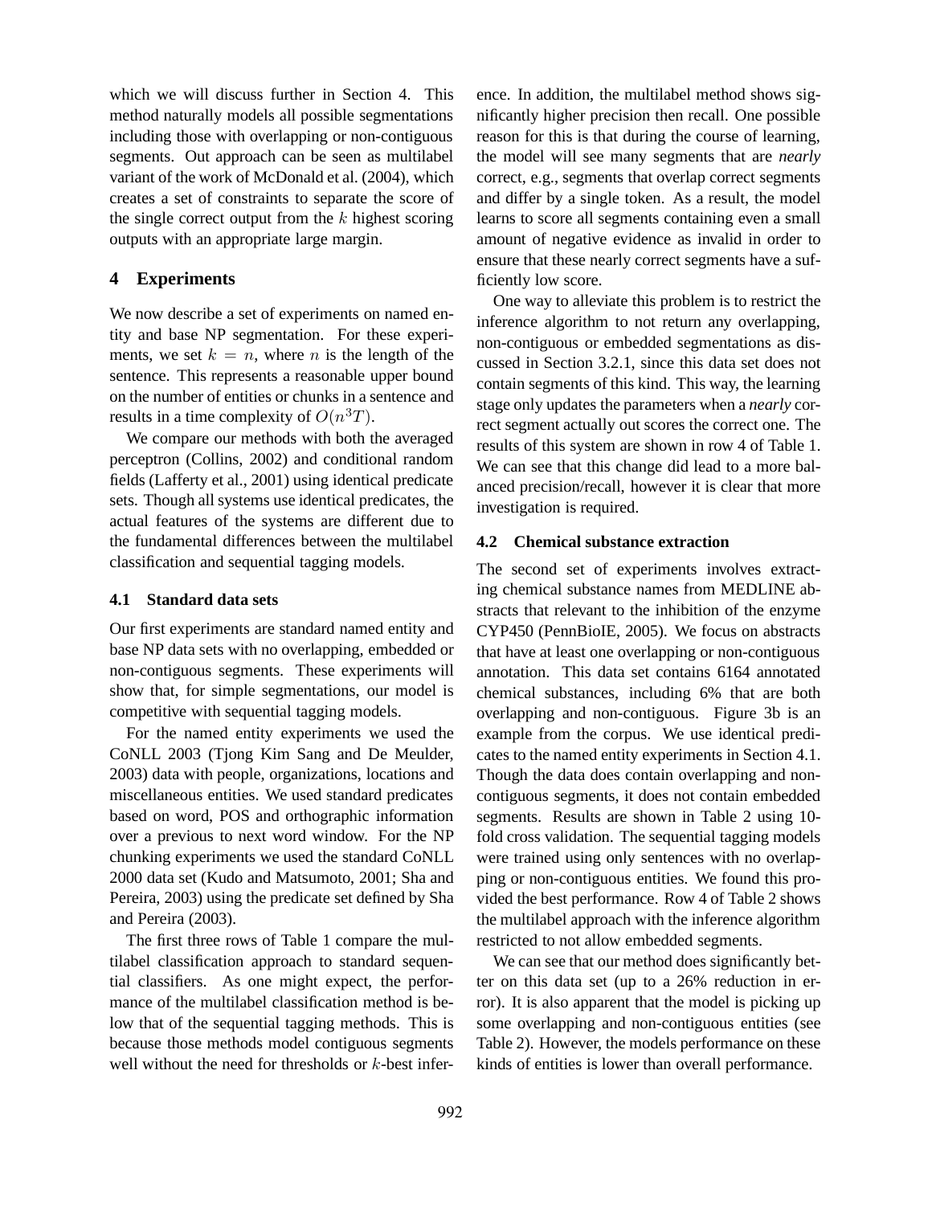which we will discuss further in Section 4. This method naturally models all possible segmentations including those with overlapping or non-contiguous segments. Out approach can be seen as multilabel variant of the work of McDonald et al. (2004), which creates a set of constraints to separate the score of the single correct output from the $k$ highest scoring outputs with an appropriate large margin.

## 4 Experiments

We now describe a set of experiments on named entity and base NP segmentation. For these experiments, we set $k = n$, where $n$ is the length of the sentence. This represents a reasonable upper bound on the number of entities or chunks in a sentence and results in a time complexity of $O(n^3 T)$.

We compare our methods with both the averaged perceptron (Collins, 2002) and conditional random fields (Lafferty et al., 2001) using identical predicate sets. Though all systems use identical predicates, the actual features of the systems are different due to the fundamental differences between the multilabel classification and sequential tagging models.

### 4.1 Standard data sets

Our first experiments are standard named entity and base NP data sets with no overlapping, embedded or non-contiguous segments. These experiments will show that, for simple segmentations, our model is competitive with sequential tagging models.

For the named entity experiments we used the CoNLL 2003 (Tjong Kim Sang and De Meulder, 2003) data with people, organizations, locations and miscellaneous entities. We used standard predicates based on word, POS and orthographic information over a previous to next word window. For the NP chunking experiments we used the standard CoNLL 2000 data set (Kudo and Matsumoto, 2001; Sha and Pereira, 2003) using the predicate set defined by Sha and Pereira (2003).

The first three rows of Table 1 compare the multilabel classification approach to standard sequential classifiers. As one might expect, the performance of the multilabel classification method is below that of the sequential tagging methods. This is because those methods model contiguous segments well without the need for thresholds or $k$-best inference. In addition, the multilabel method shows significantly higher precision then recall. One possible reason for this is that during the course of learning, the model will see many segments that are *nearly* correct, e.g., segments that overlap correct segments and differ by a single token. As a result, the model learns to score all segments containing even a small amount of negative evidence as invalid in order to ensure that these nearly correct segments have a sufficiently low score.

One way to alleviate this problem is to restrict the inference algorithm to not return any overlapping, non-contiguous or embedded segmentations as discussed in Section 3.2.1, since this data set does not contain segments of this kind. This way, the learning stage only updates the parameters when a *nearly* correct segment actually out scores the correct one. The results of this system are shown in row 4 of Table 1. We can see that this change did lead to a more balanced precision/recall, however it is clear that more investigation is required.

### 4.2 Chemical substance extraction

The second set of experiments involves extracting chemical substance names from MEDLINE abstracts that relevant to the inhibition of the enzyme CYP450 (PennBioIE, 2005). We focus on abstracts that have at least one overlapping or non-contiguous annotation. This data set contains 6164 annotated chemical substances, including 6% that are both overlapping and non-contiguous. Figure 3b is an example from the corpus. We use identical predicates to the named entity experiments in Section 4.1. Though the data does contain overlapping and non-contiguous segments, it does not contain embedded segments. Results are shown in Table 2 using 10-fold cross validation. The sequential tagging models were trained using only sentences with no overlapping or non-contiguous entities. We found this provided the best performance. Row 4 of Table 2 shows the multilabel approach with the inference algorithm restricted to not allow embedded segments.

We can see that our method does significantly better on this data set (up to a 26% reduction in error). It is also apparent that the model is picking up some overlapping and non-contiguous entities (see Table 2). However, the models performance on these kinds of entities is lower than overall performance.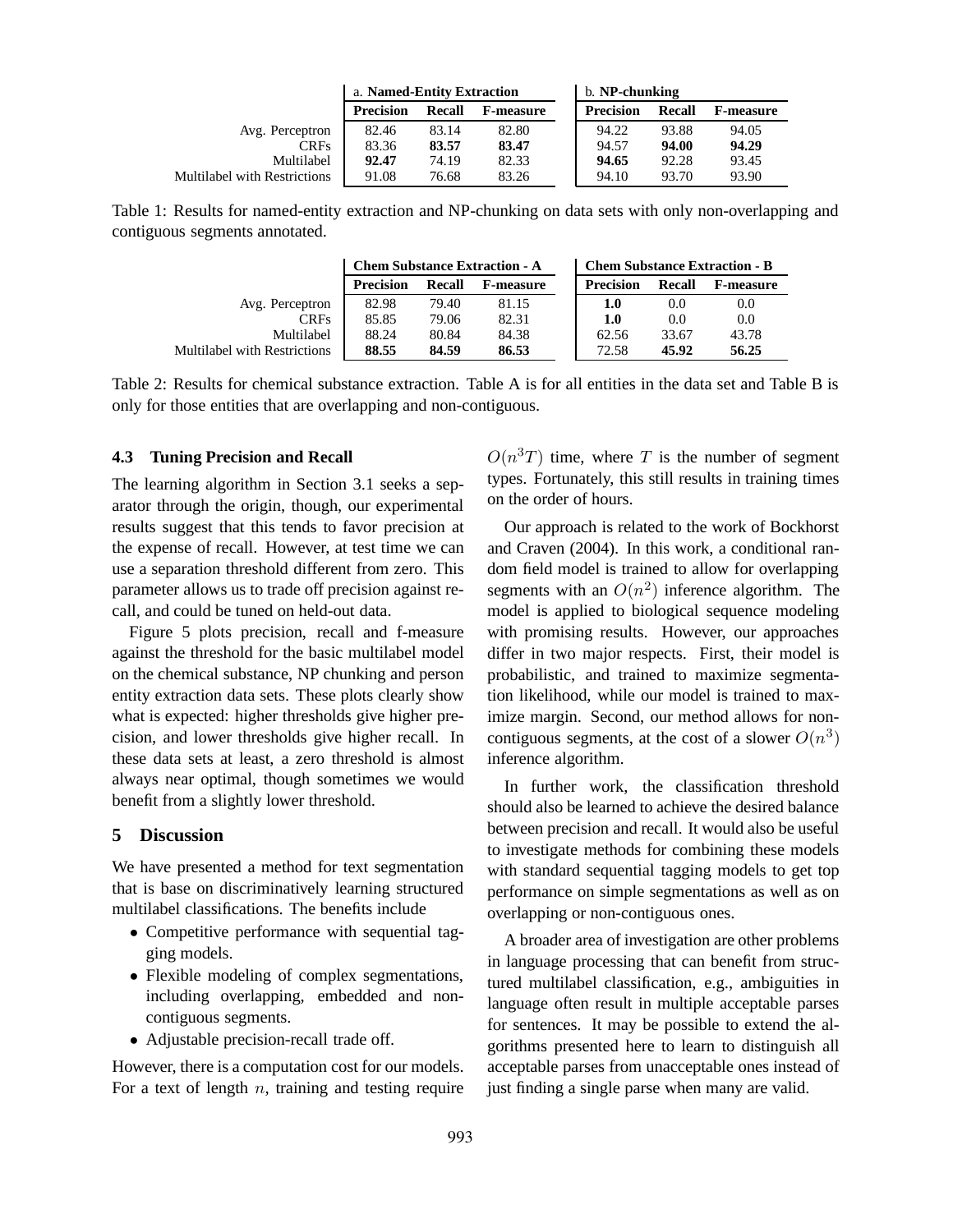| | a. **Named-Entity Extraction** | | | b. **NP-chunking** | | |
|---|---|---|---|---|---|---|
| | **Precision** | **Recall** | **F-measure** | **Precision** | **Recall** | **F-measure** |
| Avg. Perceptron | 82.46 | 83.14 | 82.80 | 94.22 | 93.88 | 94.05 |
| CRFs | 83.36 | **83.57** | **83.47** | 94.57 | **94.00** | **94.29** |
| Multilabel | **92.47** | 74.19 | 82.33 | **94.65** | 92.28 | 93.45 |
| Multilabel with Restrictions | 91.08 | 76.68 | 83.26 | 94.10 | 93.70 | 93.90 |

Table 1: Results for named-entity extraction and NP-chunking on data sets with only non-overlapping and contiguous segments annotated.

| | **Chem Substance Extraction - A** | | | **Chem Substance Extraction - B** | | |
|---|---|---|---|---|---|---|
| | **Precision** | **Recall** | **F-measure** | **Precision** | **Recall** | **F-measure** |
| Avg. Perceptron | 82.98 | 79.40 | 81.15 | **1.0** | 0.0 | 0.0 |
| CRFs | 85.85 | 79.06 | 82.31 | **1.0** | 0.0 | 0.0 |
| Multilabel | 88.24 | 80.84 | 84.38 | 62.56 | 33.67 | 43.78 |
| Multilabel with Restrictions | **88.55** | **84.59** | **86.53** | 72.58 | **45.92** | **56.25** |

Table 2: Results for chemical substance extraction. Table A is for all entities in the data set and Table B is only for those entities that are overlapping and non-contiguous.

### 4.3 Tuning Precision and Recall

The learning algorithm in Section 3.1 seeks a separator through the origin, though, our experimental results suggest that this tends to favor precision at the expense of recall. However, at test time we can use a separation threshold different from zero. This parameter allows us to trade off precision against recall, and could be tuned on held-out data.

Figure 5 plots precision, recall and f-measure against the threshold for the basic multilabel model on the chemical substance, NP chunking and person entity extraction data sets. These plots clearly show what is expected: higher thresholds give higher precision, and lower thresholds give higher recall. In these data sets at least, a zero threshold is almost always near optimal, though sometimes we would benefit from a slightly lower threshold.

## 5 Discussion

We have presented a method for text segmentation that is base on discriminatively learning structured multilabel classifications. The benefits include

- Competitive performance with sequential tagging models.
- Flexible modeling of complex segmentations, including overlapping, embedded and non-contiguous segments.
- Adjustable precision-recall trade off.

However, there is a computation cost for our models. For a text of length $n$, training and testing require $O(n^3 T)$ time, where $T$ is the number of segment types. Fortunately, this still results in training times on the order of hours.

Our approach is related to the work of Bockhorst and Craven (2004). In this work, a conditional random field model is trained to allow for overlapping segments with an $O(n^2)$ inference algorithm. The model is applied to biological sequence modeling with promising results. However, our approaches differ in two major respects. First, their model is probabilistic, and trained to maximize segmentation likelihood, while our model is trained to maximize margin. Second, our method allows for non-contiguous segments, at the cost of a slower $O(n^3)$ inference algorithm.

In further work, the classification threshold should also be learned to achieve the desired balance between precision and recall. It would also be useful to investigate methods for combining these models with standard sequential tagging models to get top performance on simple segmentations as well as on overlapping or non-contiguous ones.

A broader area of investigation are other problems in language processing that can benefit from structured multilabel classification, e.g., ambiguities in language often result in multiple acceptable parses for sentences. It may be possible to extend the algorithms presented here to learn to distinguish all acceptable parses from unacceptable ones instead of just finding a single parse when many are valid.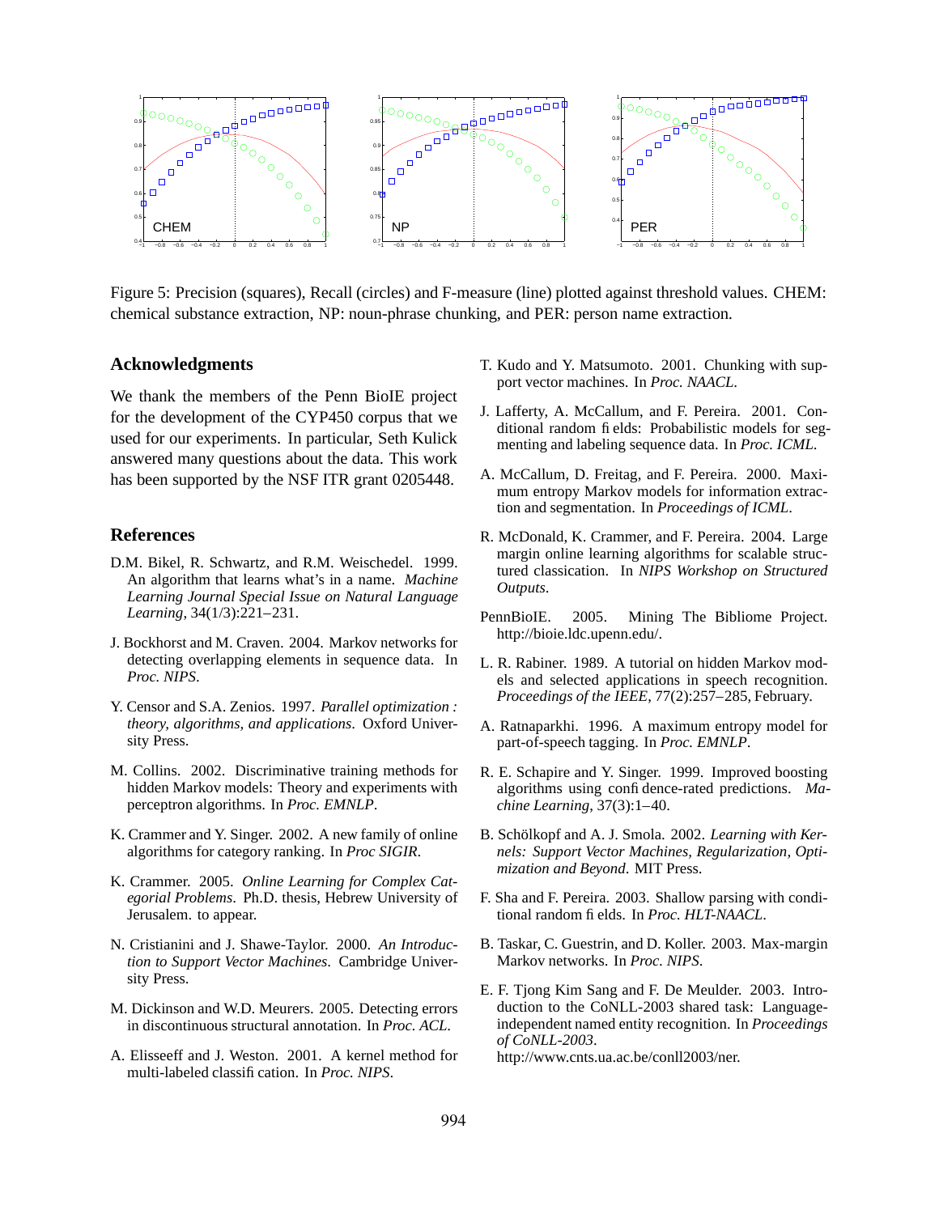CHEM

NP

PER

Figure 5: Precision (squares), Recall (circles) and F-measure (line) plotted against threshold values. CHEM: chemical substance extraction, NP: noun-phrase chunking, and PER: person name extraction.

## Acknowledgments

We thank the members of the Penn BioIE project for the development of the CYP450 corpus that we used for our experiments. In particular, Seth Kulick answered many questions about the data. This work has been supported by the NSF ITR grant 0205448.

## References

D.M. Bikel, R. Schwartz, and R.M. Weischedel. 1999. An algorithm that learns what's in a name. *Machine Learning Journal Special Issue on Natural Language Learning*, 34(1/3):221–231.

J. Bockhorst and M. Craven. 2004. Markov networks for detecting overlapping elements in sequence data. In *Proc. NIPS*.

Y. Censor and S.A. Zenios. 1997. *Parallel optimization : theory, algorithms, and applications*. Oxford University Press.

M. Collins. 2002. Discriminative training methods for hidden Markov models: Theory and experiments with perceptron algorithms. In *Proc. EMNLP*.

K. Crammer and Y. Singer. 2002. A new family of online algorithms for category ranking. In *Proc SIGIR*.

K. Crammer. 2005. *Online Learning for Complex Categorial Problems*. Ph.D. thesis, Hebrew University of Jerusalem. to appear.

N. Cristianini and J. Shawe-Taylor. 2000. *An Introduction to Support Vector Machines*. Cambridge University Press.

M. Dickinson and W.D. Meurers. 2005. Detecting errors in discontinuous structural annotation. In *Proc. ACL*.

A. Elisseeff and J. Weston. 2001. A kernel method for multi-labeled classification. In *Proc. NIPS*.

T. Kudo and Y. Matsumoto. 2001. Chunking with support vector machines. In *Proc. NAACL*.

J. Lafferty, A. McCallum, and F. Pereira. 2001. Conditional random fields: Probabilistic models for segmenting and labeling sequence data. In *Proc. ICML*.

A. McCallum, D. Freitag, and F. Pereira. 2000. Maximum entropy Markov models for information extraction and segmentation. In *Proceedings of ICML*.

R. McDonald, K. Crammer, and F. Pereira. 2004. Large margin online learning algorithms for scalable structured classication. In *NIPS Workshop on Structured Outputs*.

PennBioIE. 2005. Mining The Bibliome Project. http://bioie.ldc.upenn.edu/.

L. R. Rabiner. 1989. A tutorial on hidden Markov models and selected applications in speech recognition. *Proceedings of the IEEE*, 77(2):257–285, February.

A. Ratnaparkhi. 1996. A maximum entropy model for part-of-speech tagging. In *Proc. EMNLP*.

R. E. Schapire and Y. Singer. 1999. Improved boosting algorithms using confidence-rated predictions. *Machine Learning*, 37(3):1–40.

B. Schölkopf and A. J. Smola. 2002. *Learning with Kernels: Support Vector Machines, Regularization, Optimization and Beyond*. MIT Press.

F. Sha and F. Pereira. 2003. Shallow parsing with conditional random fields. In *Proc. HLT-NAACL*.

B. Taskar, C. Guestrin, and D. Koller. 2003. Max-margin Markov networks. In *Proc. NIPS*.

E. F. Tjong Kim Sang and F. De Meulder. 2003. Introduction to the CoNLL-2003 shared task: Language-independent named entity recognition. In *Proceedings of CoNLL-2003*. http://www.cnts.ua.ac.be/conll2003/ner.